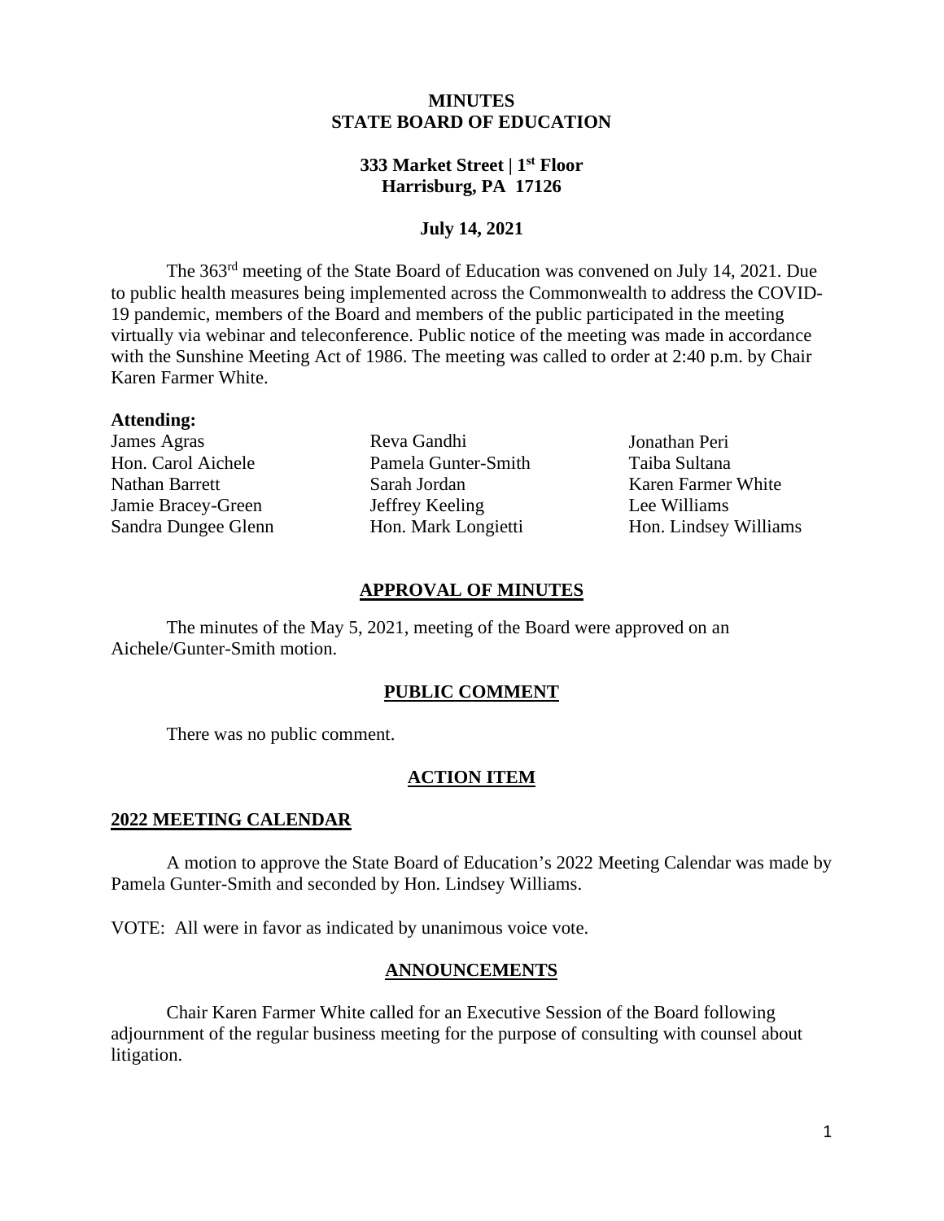# MINUTES
# STATE BOARD OF EDUCATION

**333 Market Street | 1st Floor**
**Harrisburg, PA 17126**

**July 14, 2021**

The 363rd meeting of the State Board of Education was convened on July 14, 2021. Due to public health measures being implemented across the Commonwealth to address the COVID-19 pandemic, members of the Board and members of the public participated in the meeting virtually via webinar and teleconference. Public notice of the meeting was made in accordance with the Sunshine Meeting Act of 1986. The meeting was called to order at 2:40 p.m. by Chair Karen Farmer White.

**Attending:**

James Agras
Hon. Carol Aichele
Nathan Barrett
Jamie Bracey-Green
Sandra Dungee Glenn
Reva Gandhi
Pamela Gunter-Smith
Sarah Jordan
Jeffrey Keeling
Hon. Mark Longietti
Jonathan Peri
Taiba Sultana
Karen Farmer White
Lee Williams
Hon. Lindsey Williams

## APPROVAL OF MINUTES

The minutes of the May 5, 2021, meeting of the Board were approved on an Aichele/Gunter-Smith motion.

## PUBLIC COMMENT

There was no public comment.

## ACTION ITEM

### 2022 MEETING CALENDAR

A motion to approve the State Board of Education's 2022 Meeting Calendar was made by Pamela Gunter-Smith and seconded by Hon. Lindsey Williams.

VOTE: All were in favor as indicated by unanimous voice vote.

## ANNOUNCEMENTS

Chair Karen Farmer White called for an Executive Session of the Board following adjournment of the regular business meeting for the purpose of consulting with counsel about litigation.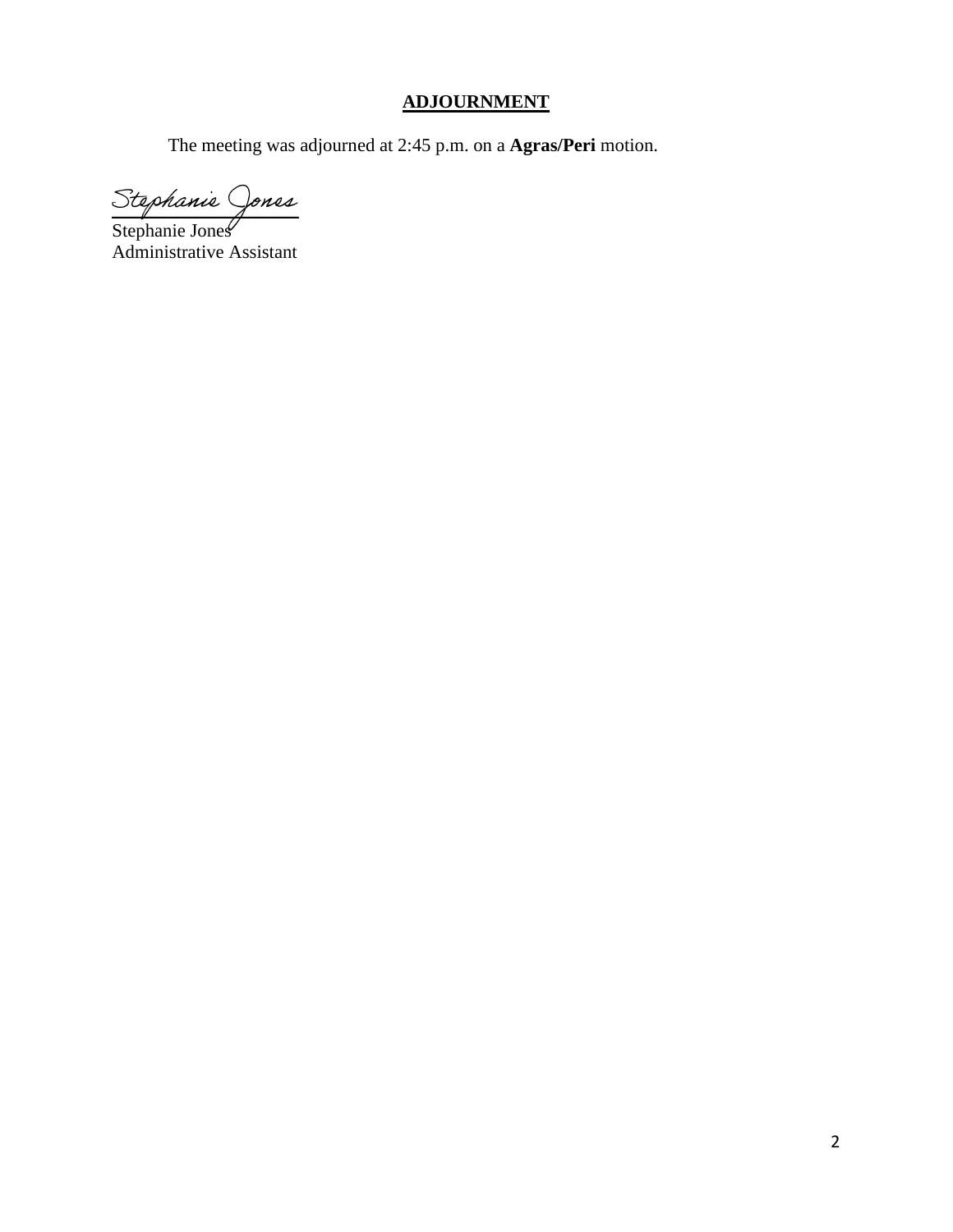## ADJOURNMENT

The meeting was adjourned at 2:45 p.m. on a **Agras/Peri** motion.

Stephanie Jones

Stephanie Jones
Administrative Assistant